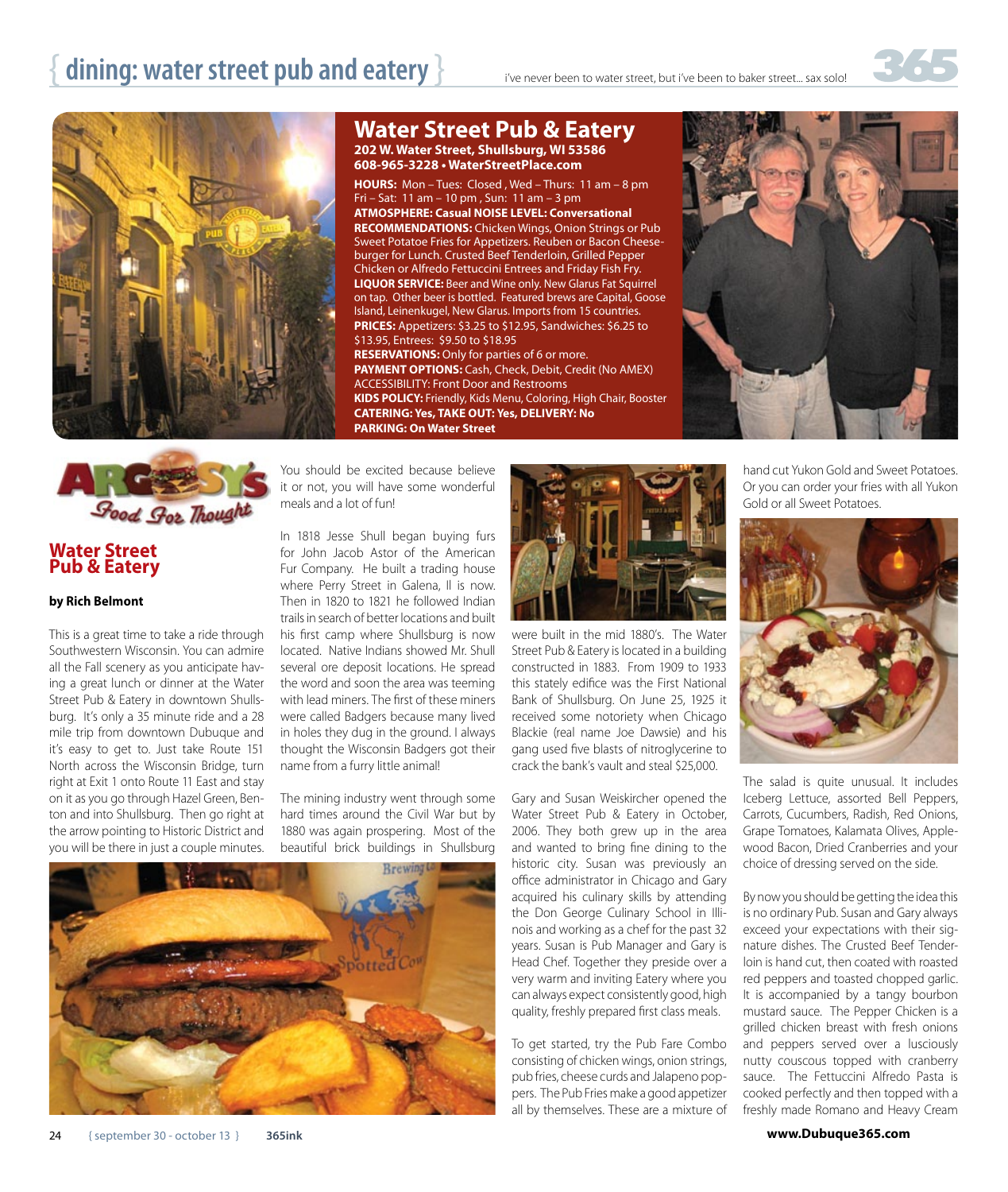# Water Street Pub & Eatery

**202 W. Water Street, Shullsburg, WI 53586**
**608-965-3228 • WaterStreetPlace.com**

**HOURS:** Mon – Tues: Closed , Wed – Thurs: 11 am – 8 pm Fri – Sat: 11 am – 10 pm , Sun: 11 am – 3 pm
**ATMOSPHERE: Casual NOISE LEVEL: Conversational**
**RECOMMENDATIONS:** Chicken Wings, Onion Strings or Pub Sweet Potatoe Fries for Appetizers. Reuben or Bacon Cheeseburger for Lunch. Crusted Beef Tenderloin, Grilled Pepper Chicken or Alfredo Fettuccini Entrees and Friday Fish Fry.
**LIQUOR SERVICE:** Beer and Wine only. New Glarus Fat Squirrel on tap. Other beer is bottled. Featured brews are Capital, Goose Island, Leinenkugel, New Glarus. Imports from 15 countries.
**PRICES:** Appetizers: $3.25 to $12.95, Sandwiches: $6.25 to $13.95, Entrees: $9.50 to $18.95
**RESERVATIONS:** Only for parties of 6 or more.
**PAYMENT OPTIONS:** Cash, Check, Debit, Credit (No AMEX)
ACCESSIBILITY: Front Door and Restrooms
**KIDS POLICY:** Friendly, Kids Menu, Coloring, High Chair, Booster
**CATERING: Yes, TAKE OUT: Yes, DELIVERY: No**
**PARKING: On Water Street**

ARGOSY'S Food For Thought

## Water Street Pub & Eatery

**by Rich Belmont**

This is a great time to take a ride through Southwestern Wisconsin. You can admire all the Fall scenery as you anticipate having a great lunch or dinner at the Water Street Pub & Eatery in downtown Shullsburg. It's only a 35 minute ride and a 28 mile trip from downtown Dubuque and it's easy to get to. Just take Route 151 North across the Wisconsin Bridge, turn right at Exit 1 onto Route 11 East and stay on it as you go through Hazel Green, Benton and into Shullsburg. Then go right at the arrow pointing to Historic District and you will be there in just a couple minutes. You should be excited because believe it or not, you will have some wonderful meals and a lot of fun!

In 1818 Jesse Shull began buying furs for John Jacob Astor of the American Fur Company. He built a trading house where Perry Street in Galena, Il is now. Then in 1820 to 1821 he followed Indian trails in search of better locations and built his first camp where Shullsburg is now located. Native Indians showed Mr. Shull several ore deposit locations. He spread the word and soon the area was teeming with lead miners. The first of these miners were called Badgers because many lived in holes they dug in the ground. I always thought the Wisconsin Badgers got their name from a furry little animal!

The mining industry went through some hard times around the Civil War but by 1880 was again prospering. Most of the beautiful brick buildings in Shullsburg were built in the mid 1880's. The Water Street Pub & Eatery is located in a building constructed in 1883. From 1909 to 1933 this stately edifice was the First National Bank of Shullsburg. On June 25, 1925 it received some notoriety when Chicago Blackie (real name Joe Dawsie) and his gang used five blasts of nitroglycerine to crack the bank's vault and steal $25,000.

Gary and Susan Weiskircher opened the Water Street Pub & Eatery in October, 2006. They both grew up in the area and wanted to bring fine dining to the historic city. Susan was previously an office administrator in Chicago and Gary acquired his culinary skills by attending the Don George Culinary School in Illinois and working as a chef for the past 32 years. Susan is Pub Manager and Gary is Head Chef. Together they preside over a very warm and inviting Eatery where you can always expect consistently good, high quality, freshly prepared first class meals.

To get started, try the Pub Fare Combo consisting of chicken wings, onion strings, pub fries, cheese curds and Jalapeno poppers. The Pub Fries make a good appetizer all by themselves. These are a mixture of hand cut Yukon Gold and Sweet Potatoes. Or you can order your fries with all Yukon Gold or all Sweet Potatoes.

The salad is quite unusual. It includes Iceberg Lettuce, assorted Bell Peppers, Carrots, Cucumbers, Radish, Red Onions, Grape Tomatoes, Kalamata Olives, Applewood Bacon, Dried Cranberries and your choice of dressing served on the side.

By now you should be getting the idea this is no ordinary Pub. Susan and Gary always exceed your expectations with their signature dishes. The Crusted Beef Tenderloin is hand cut, then coated with roasted red peppers and toasted chopped garlic. It is accompanied by a tangy bourbon mustard sauce. The Pepper Chicken is a grilled chicken breast with fresh onions and peppers served over a lusciously nutty couscous topped with cranberry sauce. The Fettuccini Alfredo Pasta is cooked perfectly and then topped with a freshly made Romano and Heavy Cream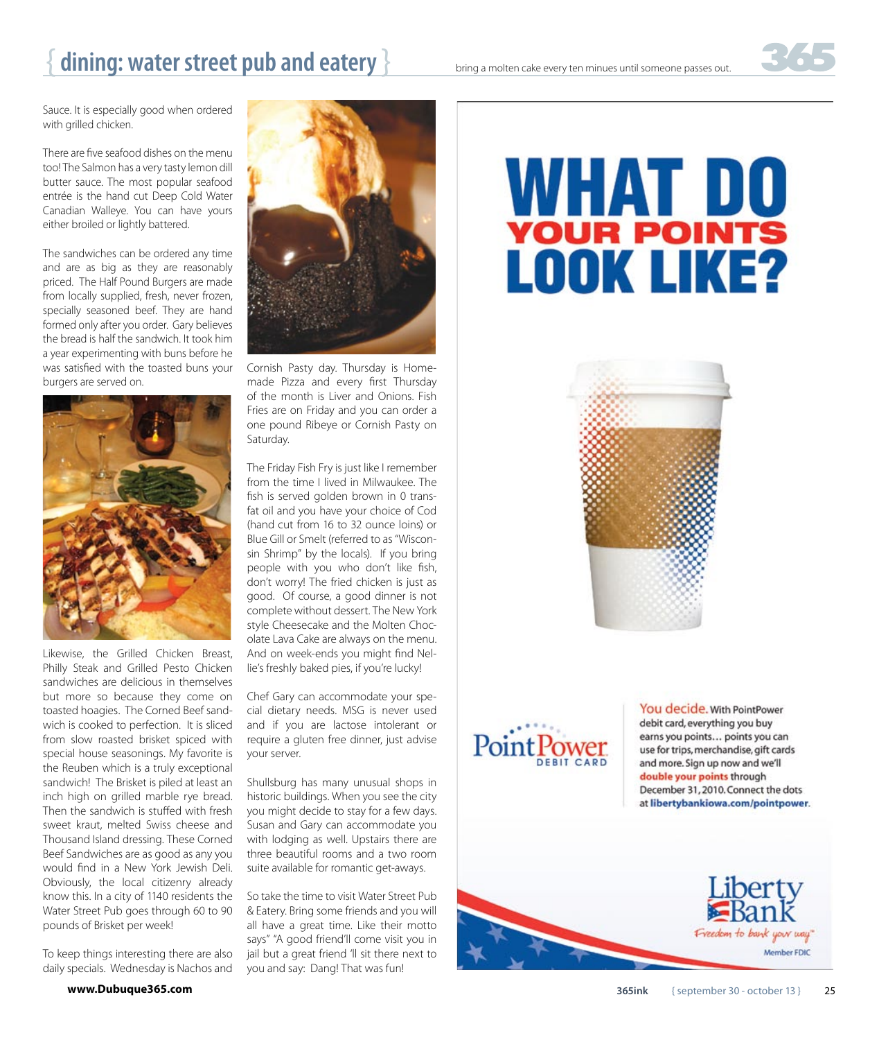Sauce. It is especially good when ordered with grilled chicken.

There are five seafood dishes on the menu too! The Salmon has a very tasty lemon dill butter sauce. The most popular seafood entrée is the hand cut Deep Cold Water Canadian Walleye. You can have yours either broiled or lightly battered.

The sandwiches can be ordered any time and are as big as they are reasonably priced. The Half Pound Burgers are made from locally supplied, fresh, never frozen, specially seasoned beef. They are hand formed only after you order. Gary believes the bread is half the sandwich. It took him a year experimenting with buns before he was satisfied with the toasted buns your burgers are served on.

Likewise, the Grilled Chicken Breast, Philly Steak and Grilled Pesto Chicken sandwiches are delicious in themselves but more so because they come on toasted hoagies. The Corned Beef sandwich is cooked to perfection. It is sliced from slow roasted brisket spiced with special house seasonings. My favorite is the Reuben which is a truly exceptional sandwich! The Brisket is piled at least an inch high on grilled marble rye bread. Then the sandwich is stuffed with fresh sweet kraut, melted Swiss cheese and Thousand Island dressing. These Corned Beef Sandwiches are as good as any you would find in a New York Jewish Deli. Obviously, the local citizenry already know this. In a city of 1140 residents the Water Street Pub goes through 60 to 90 pounds of Brisket per week!

To keep things interesting there are also daily specials. Wednesday is Nachos and Cornish Pasty day. Thursday is Homemade Pizza and every first Thursday of the month is Liver and Onions. Fish Fries are on Friday and you can order a one pound Ribeye or Cornish Pasty on Saturday.

The Friday Fish Fry is just like I remember from the time I lived in Milwaukee. The fish is served golden brown in 0 trans-fat oil and you have your choice of Cod (hand cut from 16 to 32 ounce loins) or Blue Gill or Smelt (referred to as "Wisconsin Shrimp" by the locals). If you bring people with you who don't like fish, don't worry! The fried chicken is just as good. Of course, a good dinner is not complete without dessert. The New York style Cheesecake and the Molten Chocolate Lava Cake are always on the menu. And on week-ends you might find Nellie's freshly baked pies, if you're lucky!

Chef Gary can accommodate your special dietary needs. MSG is never used and if you are lactose intolerant or require a gluten free dinner, just advise your server.

Shullsburg has many unusual shops in historic buildings. When you see the city you might decide to stay for a few days. Susan and Gary can accommodate you with lodging as well. Upstairs there are three beautiful rooms and a two room suite available for romantic get-aways.

So take the time to visit Water Street Pub & Eatery. Bring some friends and you will all have a great time. Like their motto says" "A good friend'll come visit you in jail but a great friend 'll sit there next to you and say: Dang! That was fun!

# WHAT DO YOUR POINTS LOOK LIKE?

PointPower DEBIT CARD

You decide. With PointPower debit card, everything you buy earns you points… points you can use for trips, merchandise, gift cards and more. Sign up now and we'll **double your points** through December 31, 2010. Connect the dots at **libertybankiowa.com/pointpower**.

Liberty Bank
Freedom to bank your way™
Member FDIC